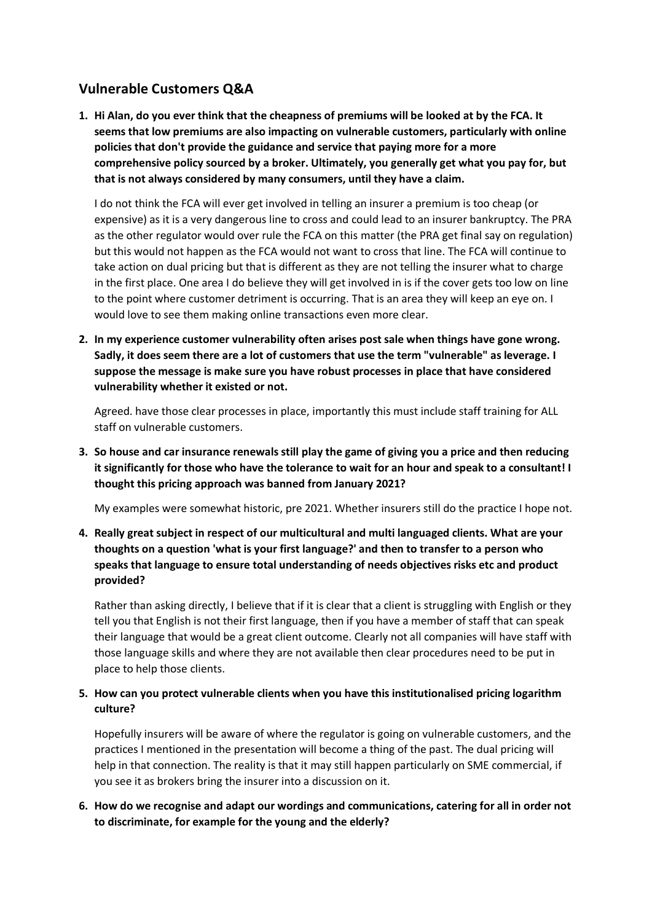## Vulnerable Customers Q&A

1. **Hi Alan, do you ever think that the cheapness of premiums will be looked at by the FCA. It seems that low premiums are also impacting on vulnerable customers, particularly with online policies that don't provide the guidance and service that paying more for a more comprehensive policy sourced by a broker. Ultimately, you generally get what you pay for, but that is not always considered by many consumers, until they have a claim.**

   I do not think the FCA will ever get involved in telling an insurer a premium is too cheap (or expensive) as it is a very dangerous line to cross and could lead to an insurer bankruptcy. The PRA as the other regulator would over rule the FCA on this matter (the PRA get final say on regulation) but this would not happen as the FCA would not want to cross that line. The FCA will continue to take action on dual pricing but that is different as they are not telling the insurer what to charge in the first place. One area I do believe they will get involved in is if the cover gets too low on line to the point where customer detriment is occurring. That is an area they will keep an eye on. I would love to see them making online transactions even more clear.

2. **In my experience customer vulnerability often arises post sale when things have gone wrong. Sadly, it does seem there are a lot of customers that use the term "vulnerable" as leverage. I suppose the message is make sure you have robust processes in place that have considered vulnerability whether it existed or not.**

   Agreed. have those clear processes in place, importantly this must include staff training for ALL staff on vulnerable customers.

3. **So house and car insurance renewals still play the game of giving you a price and then reducing it significantly for those who have the tolerance to wait for an hour and speak to a consultant! I thought this pricing approach was banned from January 2021?**

   My examples were somewhat historic, pre 2021. Whether insurers still do the practice I hope not.

4. **Really great subject in respect of our multicultural and multi languaged clients. What are your thoughts on a question 'what is your first language?' and then to transfer to a person who speaks that language to ensure total understanding of needs objectives risks etc and product provided?**

   Rather than asking directly, I believe that if it is clear that a client is struggling with English or they tell you that English is not their first language, then if you have a member of staff that can speak their language that would be a great client outcome. Clearly not all companies will have staff with those language skills and where they are not available then clear procedures need to be put in place to help those clients.

5. **How can you protect vulnerable clients when you have this institutionalised pricing logarithm culture?**

   Hopefully insurers will be aware of where the regulator is going on vulnerable customers, and the practices I mentioned in the presentation will become a thing of the past. The dual pricing will help in that connection. The reality is that it may still happen particularly on SME commercial, if you see it as brokers bring the insurer into a discussion on it.

6. **How do we recognise and adapt our wordings and communications, catering for all in order not to discriminate, for example for the young and the elderly?**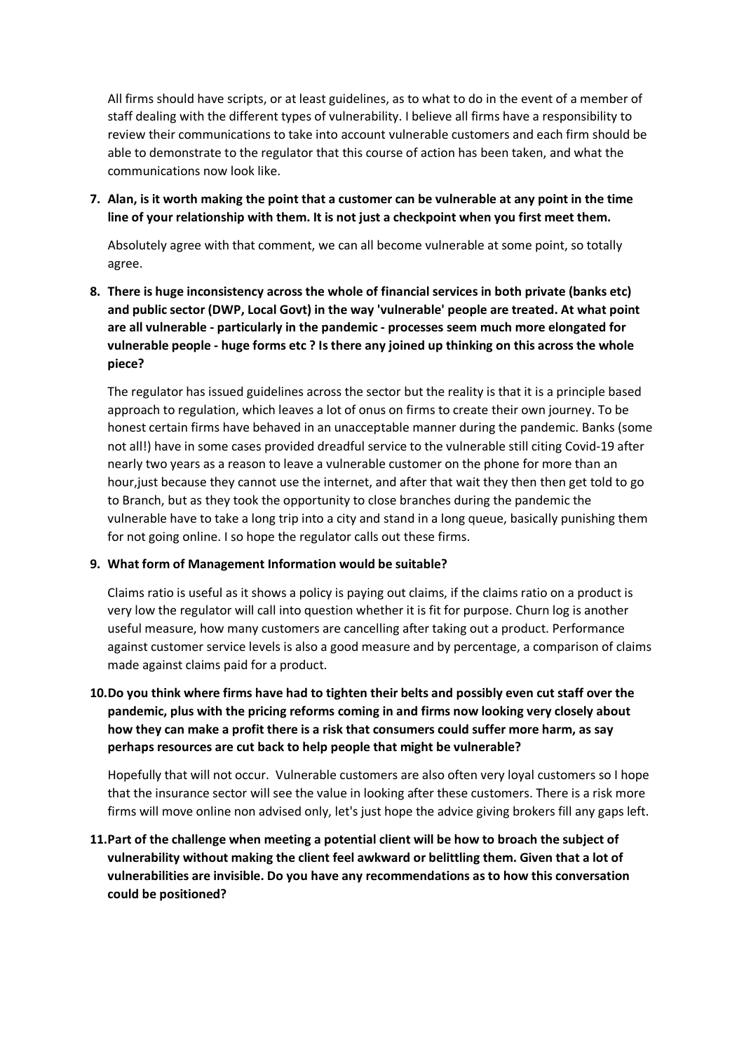All firms should have scripts, or at least guidelines, as to what to do in the event of a member of staff dealing with the different types of vulnerability. I believe all firms have a responsibility to review their communications to take into account vulnerable customers and each firm should be able to demonstrate to the regulator that this course of action has been taken, and what the communications now look like.

7. **Alan, is it worth making the point that a customer can be vulnerable at any point in the time line of your relationship with them. It is not just a checkpoint when you first meet them.**

   Absolutely agree with that comment, we can all become vulnerable at some point, so totally agree.

8. **There is huge inconsistency across the whole of financial services in both private (banks etc) and public sector (DWP, Local Govt) in the way 'vulnerable' people are treated. At what point are all vulnerable - particularly in the pandemic - processes seem much more elongated for vulnerable people - huge forms etc ? Is there any joined up thinking on this across the whole piece?**

   The regulator has issued guidelines across the sector but the reality is that it is a principle based approach to regulation, which leaves a lot of onus on firms to create their own journey. To be honest certain firms have behaved in an unacceptable manner during the pandemic. Banks (some not all!) have in some cases provided dreadful service to the vulnerable still citing Covid-19 after nearly two years as a reason to leave a vulnerable customer on the phone for more than an hour,just because they cannot use the internet, and after that wait they then then get told to go to Branch, but as they took the opportunity to close branches during the pandemic the vulnerable have to take a long trip into a city and stand in a long queue, basically punishing them for not going online. I so hope the regulator calls out these firms.

9. **What form of Management Information would be suitable?**

   Claims ratio is useful as it shows a policy is paying out claims, if the claims ratio on a product is very low the regulator will call into question whether it is fit for purpose. Churn log is another useful measure, how many customers are cancelling after taking out a product. Performance against customer service levels is also a good measure and by percentage, a comparison of claims made against claims paid for a product.

10. **Do you think where firms have had to tighten their belts and possibly even cut staff over the pandemic, plus with the pricing reforms coming in and firms now looking very closely about how they can make a profit there is a risk that consumers could suffer more harm, as say perhaps resources are cut back to help people that might be vulnerable?**

    Hopefully that will not occur. Vulnerable customers are also often very loyal customers so I hope that the insurance sector will see the value in looking after these customers. There is a risk more firms will move online non advised only, let's just hope the advice giving brokers fill any gaps left.

11. **Part of the challenge when meeting a potential client will be how to broach the subject of vulnerability without making the client feel awkward or belittling them. Given that a lot of vulnerabilities are invisible. Do you have any recommendations as to how this conversation could be positioned?**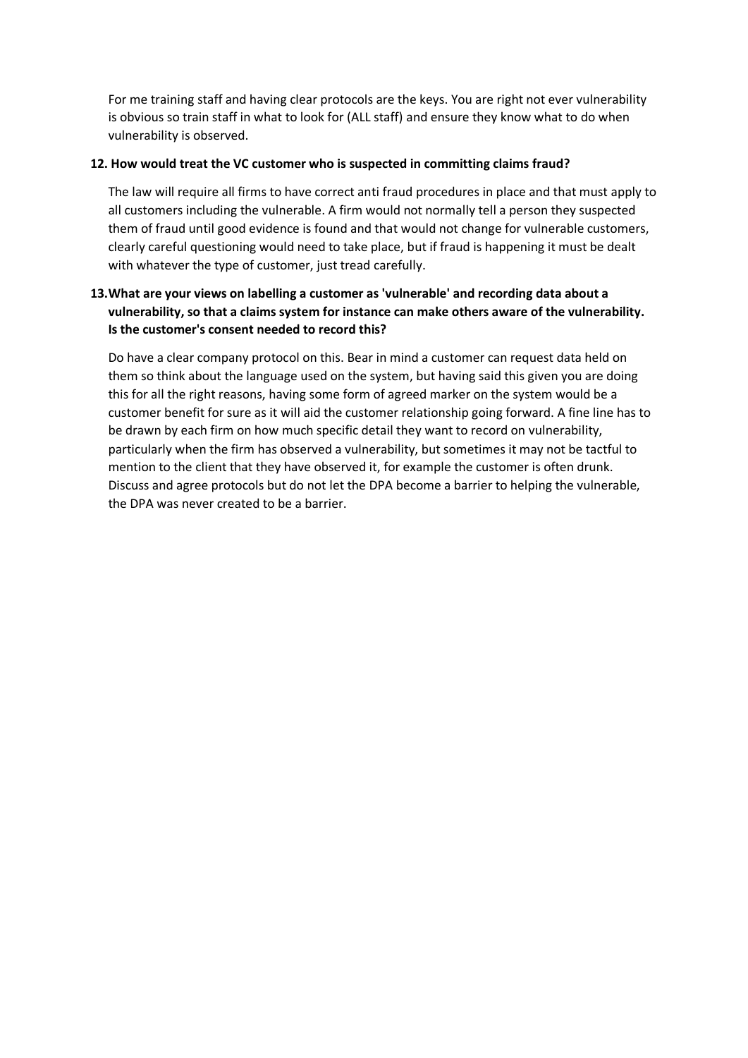For me training staff and having clear protocols are the keys. You are right not ever vulnerability is obvious so train staff in what to look for (ALL staff) and ensure they know what to do when vulnerability is observed.

**12. How would treat the VC customer who is suspected in committing claims fraud?**

The law will require all firms to have correct anti fraud procedures in place and that must apply to all customers including the vulnerable. A firm would not normally tell a person they suspected them of fraud until good evidence is found and that would not change for vulnerable customers, clearly careful questioning would need to take place, but if fraud is happening it must be dealt with whatever the type of customer, just tread carefully.

**13. What are your views on labelling a customer as 'vulnerable' and recording data about a vulnerability, so that a claims system for instance can make others aware of the vulnerability. Is the customer's consent needed to record this?**

Do have a clear company protocol on this. Bear in mind a customer can request data held on them so think about the language used on the system, but having said this given you are doing this for all the right reasons, having some form of agreed marker on the system would be a customer benefit for sure as it will aid the customer relationship going forward. A fine line has to be drawn by each firm on how much specific detail they want to record on vulnerability, particularly when the firm has observed a vulnerability, but sometimes it may not be tactful to mention to the client that they have observed it, for example the customer is often drunk. Discuss and agree protocols but do not let the DPA become a barrier to helping the vulnerable, the DPA was never created to be a barrier.